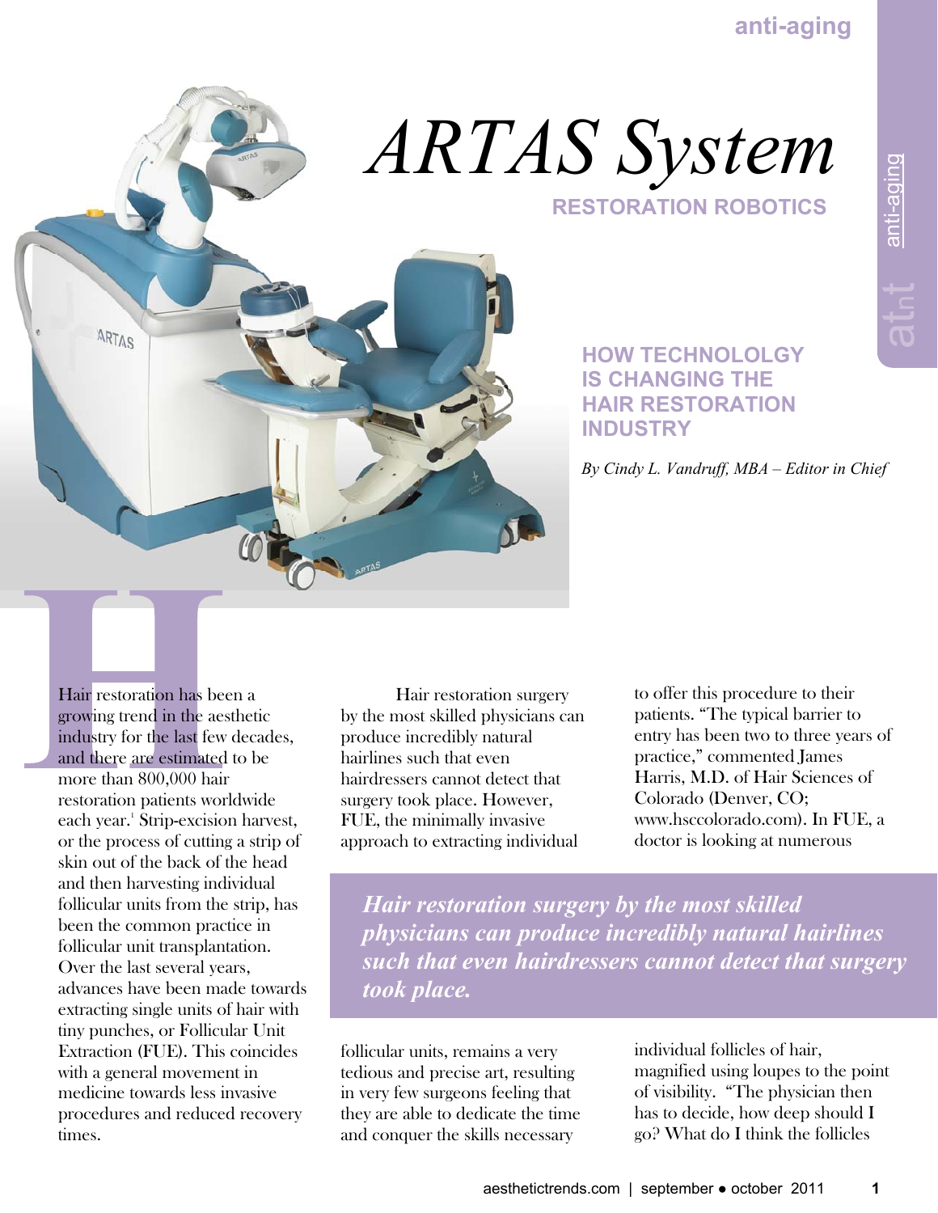# ARTAS System

## RESTORATION ROBOTICS

### HOW TECHNOLOLGY IS CHANGING THE HAIR RESTORATION INDUSTRY

*By Cindy L. Vandruff, MBA – Editor in Chief*

Hair restoration has been a growing trend in the aesthetic industry for the last few decades, and there are estimated to be more than 800,000 hair restoration patients worldwide each year.[1] Strip-excision harvest, or the process of cutting a strip of skin out of the back of the head and then harvesting individual follicular units from the strip, has been the common practice in follicular unit transplantation. Over the last several years, advances have been made towards extracting single units of hair with tiny punches, or Follicular Unit Extraction (FUE). This coincides with a general movement in medicine towards less invasive procedures and reduced recovery times.

Hair restoration surgery by the most skilled physicians can produce incredibly natural hairlines such that even hairdressers cannot detect that surgery took place. However, FUE, the minimally invasive approach to extracting individual follicular units, remains a very tedious and precise art, resulting in very few surgeons feeling that they are able to dedicate the time and conquer the skills necessary to offer this procedure to their patients. "The typical barrier to entry has been two to three years of practice," commented James Harris, M.D. of Hair Sciences of Colorado (Denver, CO; www.hsccolorado.com). In FUE, a doctor is looking at numerous individual follicles of hair, magnified using loupes to the point of visibility. "The physician then has to decide, how deep should I go? What do I think the follicles

> ***Hair restoration surgery by the most skilled physicians can produce incredibly natural hairlines such that even hairdressers cannot detect that surgery took place.***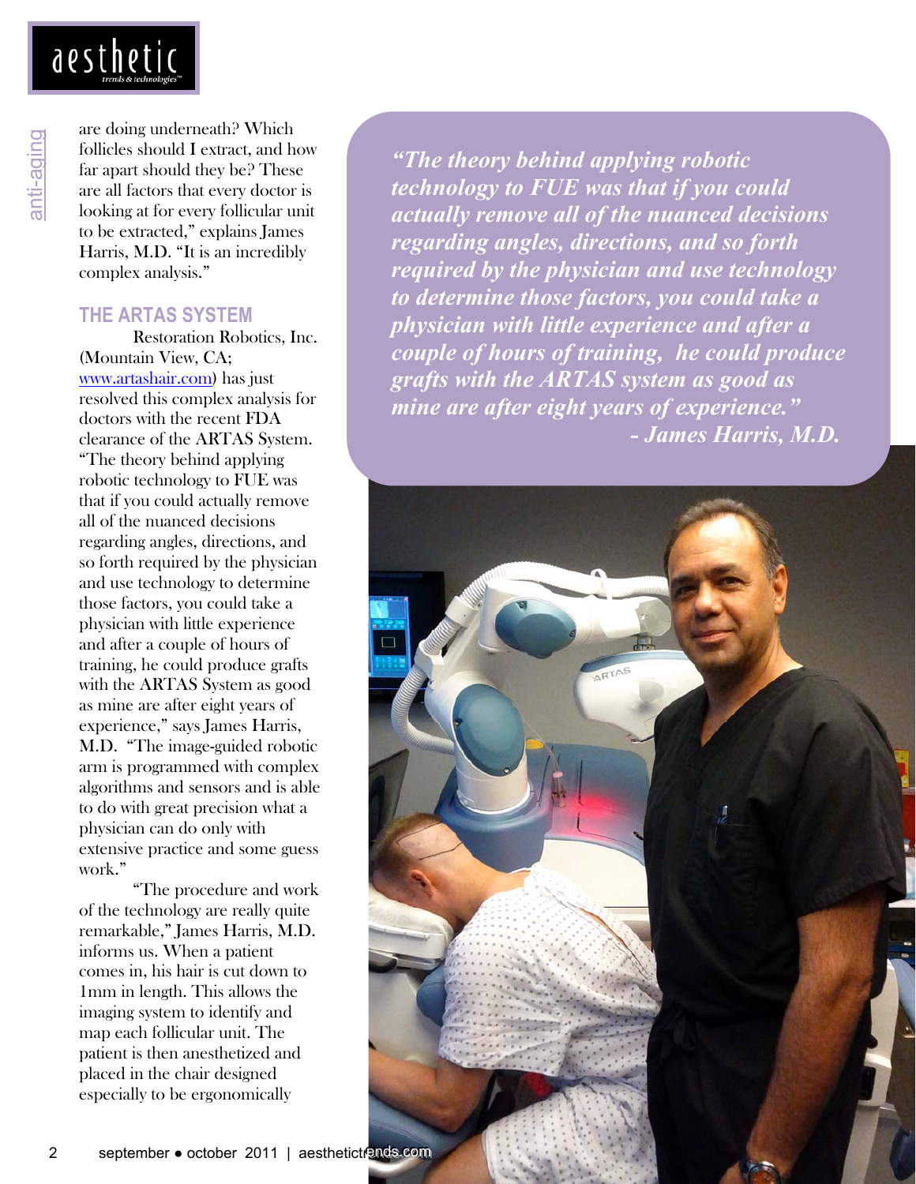are doing underneath? Which follicles should I extract, and how far apart should they be? These are all factors that every doctor is looking at for every follicular unit to be extracted," explains James Harris, M.D. "It is an incredibly complex analysis."

## THE ARTAS SYSTEM

Restoration Robotics, Inc. (Mountain View, CA; www.artashair.com) has just resolved this complex analysis for doctors with the recent FDA clearance of the ARTAS System. "The theory behind applying robotic technology to FUE was that if you could actually remove all of the nuanced decisions regarding angles, directions, and so forth required by the physician and use technology to determine those factors, you could take a physician with little experience and after a couple of hours of training, he could produce grafts with the ARTAS System as good as mine are after eight years of experience," says James Harris, M.D. "The image-guided robotic arm is programmed with complex algorithms and sensors and is able to do with great precision what a physician can do only with extensive practice and some guess work."

"The procedure and work of the technology are really quite remarkable," James Harris, M.D. informs us. When a patient comes in, his hair is cut down to 1mm in length. This allows the imaging system to identify and map each follicular unit. The patient is then anesthetized and placed in the chair designed especially to be ergonomically

> ***"The theory behind applying robotic technology to FUE was that if you could actually remove all of the nuanced decisions regarding angles, directions, and so forth required by the physician and use technology to determine those factors, you could take a physician with little experience and after a couple of hours of training, he could produce grafts with the ARTAS system as good as mine are after eight years of experience."***
> ***- James Harris, M.D.***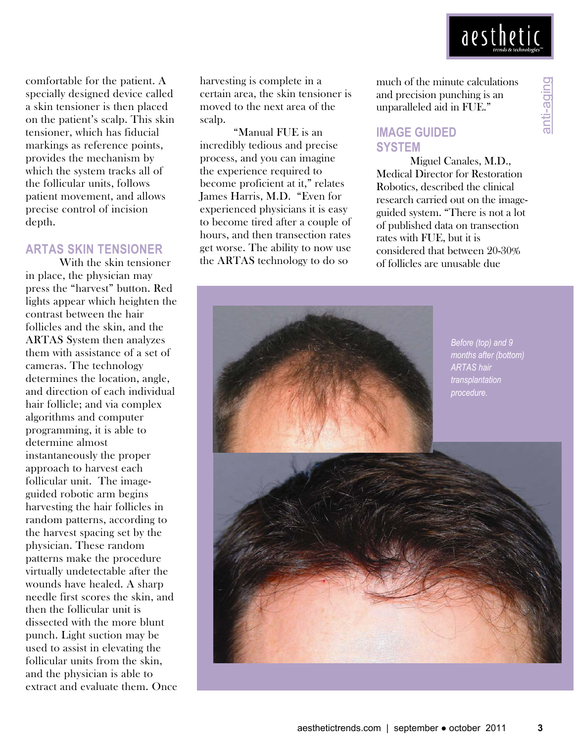comfortable for the patient. A specially designed device called a skin tensioner is then placed on the patient's scalp. This skin tensioner, which has fiducial markings as reference points, provides the mechanism by which the system tracks all of the follicular units, follows patient movement, and allows precise control of incision depth.

## ARTAS SKIN TENSIONER

With the skin tensioner in place, the physician may press the "harvest" button. Red lights appear which heighten the contrast between the hair follicles and the skin, and the ARTAS System then analyzes them with assistance of a set of cameras. The technology determines the location, angle, and direction of each individual hair follicle; and via complex algorithms and computer programming, it is able to determine almost instantaneously the proper approach to harvest each follicular unit. The image-guided robotic arm begins harvesting the hair follicles in random patterns, according to the harvest spacing set by the physician. These random patterns make the procedure virtually undetectable after the wounds have healed. A sharp needle first scores the skin, and then the follicular unit is dissected with the more blunt punch. Light suction may be used to assist in elevating the follicular units from the skin, and the physician is able to extract and evaluate them. Once harvesting is complete in a certain area, the skin tensioner is moved to the next area of the scalp.

"Manual FUE is an incredibly tedious and precise process, and you can imagine the experience required to become proficient at it," relates James Harris, M.D. "Even for experienced physicians it is easy to become tired after a couple of hours, and then transection rates get worse. The ability to now use the ARTAS technology to do so much of the minute calculations and precision punching is an unparalleled aid in FUE."

## IMAGE GUIDED SYSTEM

Miguel Canales, M.D., Medical Director for Restoration Robotics, described the clinical research carried out on the image-guided system. "There is not a lot of published data on transection rates with FUE, but it is considered that between 20-30% of follicles are unusable due

*Before (top) and 9 months after (bottom) ARTAS hair transplantation procedure.*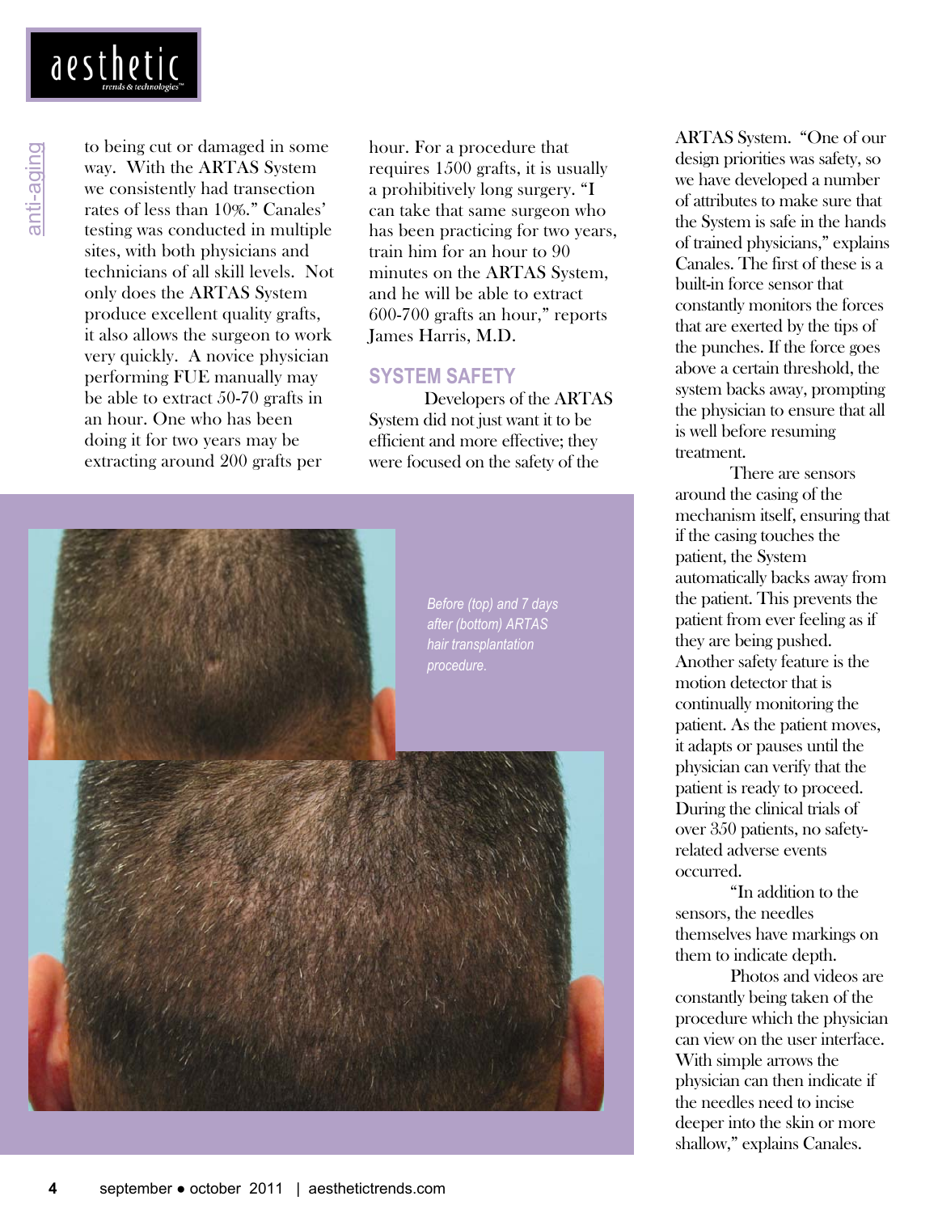to being cut or damaged in some way. With the ARTAS System we consistently had transection rates of less than 10%." Canales' testing was conducted in multiple sites, with both physicians and technicians of all skill levels. Not only does the ARTAS System produce excellent quality grafts, it also allows the surgeon to work very quickly. A novice physician performing FUE manually may be able to extract 50-70 grafts in an hour. One who has been doing it for two years may be extracting around 200 grafts per hour. For a procedure that requires 1500 grafts, it is usually a prohibitively long surgery. "I can take that same surgeon who has been practicing for two years, train him for an hour to 90 minutes on the ARTAS System, and he will be able to extract 600-700 grafts an hour," reports James Harris, M.D.

## SYSTEM SAFETY

Developers of the ARTAS System did not just want it to be efficient and more effective; they were focused on the safety of the ARTAS System. "One of our design priorities was safety, so we have developed a number of attributes to make sure that the System is safe in the hands of trained physicians," explains Canales. The first of these is a built-in force sensor that constantly monitors the forces that are exerted by the tips of the punches. If the force goes above a certain threshold, the system backs away, prompting the physician to ensure that all is well before resuming treatment.

There are sensors around the casing of the mechanism itself, ensuring that if the casing touches the patient, the System automatically backs away from the patient. This prevents the patient from ever feeling as if they are being pushed. Another safety feature is the motion detector that is continually monitoring the patient. As the patient moves, it adapts or pauses until the physician can verify that the patient is ready to proceed. During the clinical trials of over 350 patients, no safety-related adverse events occurred.

"In addition to the sensors, the needles themselves have markings on them to indicate depth.

Photos and videos are constantly being taken of the procedure which the physician can view on the user interface. With simple arrows the physician can then indicate if the needles need to incise deeper into the skin or more shallow," explains Canales.

*Before (top) and 7 days after (bottom) ARTAS hair transplantation procedure.*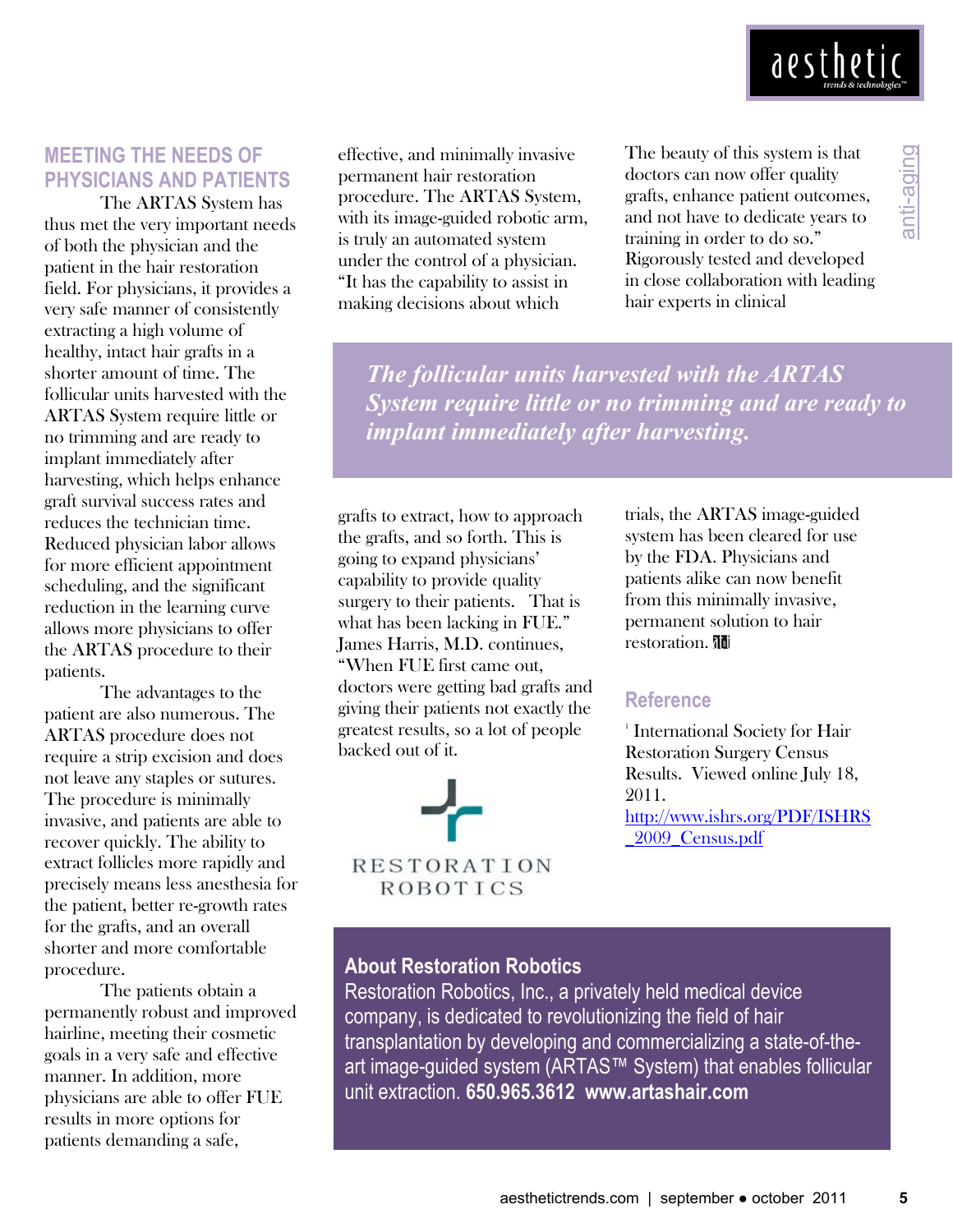## MEETING THE NEEDS OF PHYSICIANS AND PATIENTS

The ARTAS System has thus met the very important needs of both the physician and the patient in the hair restoration field. For physicians, it provides a very safe manner of consistently extracting a high volume of healthy, intact hair grafts in a shorter amount of time. The follicular units harvested with the ARTAS System require little or no trimming and are ready to implant immediately after harvesting, which helps enhance graft survival success rates and reduces the technician time. Reduced physician labor allows for more efficient appointment scheduling, and the significant reduction in the learning curve allows more physicians to offer the ARTAS procedure to their patients.

The advantages to the patient are also numerous. The ARTAS procedure does not require a strip excision and does not leave any staples or sutures. The procedure is minimally invasive, and patients are able to recover quickly. The ability to extract follicles more rapidly and precisely means less anesthesia for the patient, better re-growth rates for the grafts, and an overall shorter and more comfortable procedure.

The patients obtain a permanently robust and improved hairline, meeting their cosmetic goals in a very safe and effective manner. In addition, more physicians are able to offer FUE results in more options for patients demanding a safe, effective, and minimally invasive permanent hair restoration procedure. The ARTAS System, with its image-guided robotic arm, is truly an automated system under the control of a physician. "It has the capability to assist in making decisions about which grafts to extract, how to approach the grafts, and so forth. This is going to expand physicians' capability to provide quality surgery to their patients. That is what has been lacking in FUE." James Harris, M.D. continues, "When FUE first came out, doctors were getting bad grafts and giving their patients not exactly the greatest results, so a lot of people backed out of it. The beauty of this system is that doctors can now offer quality grafts, enhance patient outcomes, and not have to dedicate years to training in order to do so." Rigorously tested and developed in close collaboration with leading hair experts in clinical trials, the ARTAS image-guided system has been cleared for use by the FDA. Physicians and patients alike can now benefit from this minimally invasive, permanent solution to hair restoration.

> ***The follicular units harvested with the ARTAS System require little or no trimming and are ready to implant immediately after harvesting.***

RESTORATION ROBOTICS

## Reference

[1] International Society for Hair Restoration Surgery Census Results. Viewed online July 18, 2011. http://www.ishrs.org/PDF/ISHRS_2009_Census.pdf

### About Restoration Robotics

Restoration Robotics, Inc., a privately held medical device company, is dedicated to revolutionizing the field of hair transplantation by developing and commercializing a state-of-the-art image-guided system (ARTAS™ System) that enables follicular unit extraction. **650.965.3612 www.artashair.com**